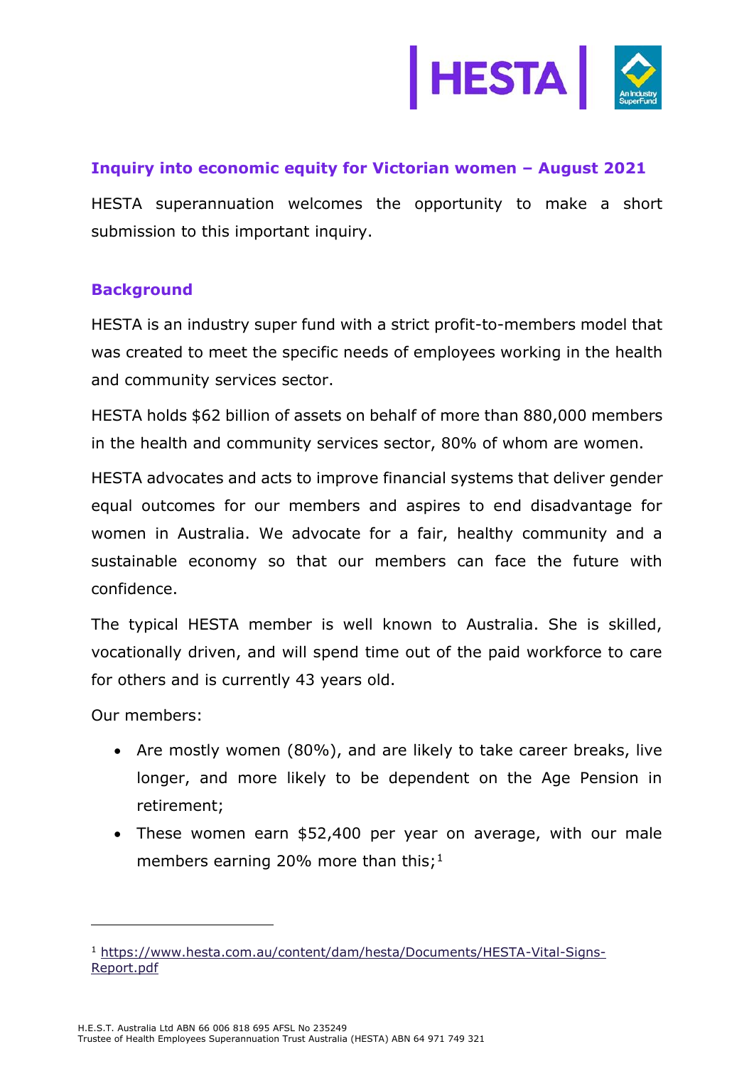## Inquiry into economic equity for Victorian women – August 2021

HESTA superannuation welcomes the opportunity to make a short submission to this important inquiry.

## Background

HESTA is an industry super fund with a strict profit-to-members model that was created to meet the specific needs of employees working in the health and community services sector.

HESTA holds $62 billion of assets on behalf of more than 880,000 members in the health and community services sector, 80% of whom are women.

HESTA advocates and acts to improve financial systems that deliver gender equal outcomes for our members and aspires to end disadvantage for women in Australia. We advocate for a fair, healthy community and a sustainable economy so that our members can face the future with confidence.

The typical HESTA member is well known to Australia. She is skilled, vocationally driven, and will spend time out of the paid workforce to care for others and is currently 43 years old.

Our members:

- Are mostly women (80%), and are likely to take career breaks, live longer, and more likely to be dependent on the Age Pension in retirement;
- These women earn $52,400 per year on average, with our male members earning 20% more than this;[1]

---

[1] https://www.hesta.com.au/content/dam/hesta/Documents/HESTA-Vital-Signs-Report.pdf

H.E.S.T. Australia Ltd ABN 66 006 818 695 AFSL No 235249
Trustee of Health Employees Superannuation Trust Australia (HESTA) ABN 64 971 749 321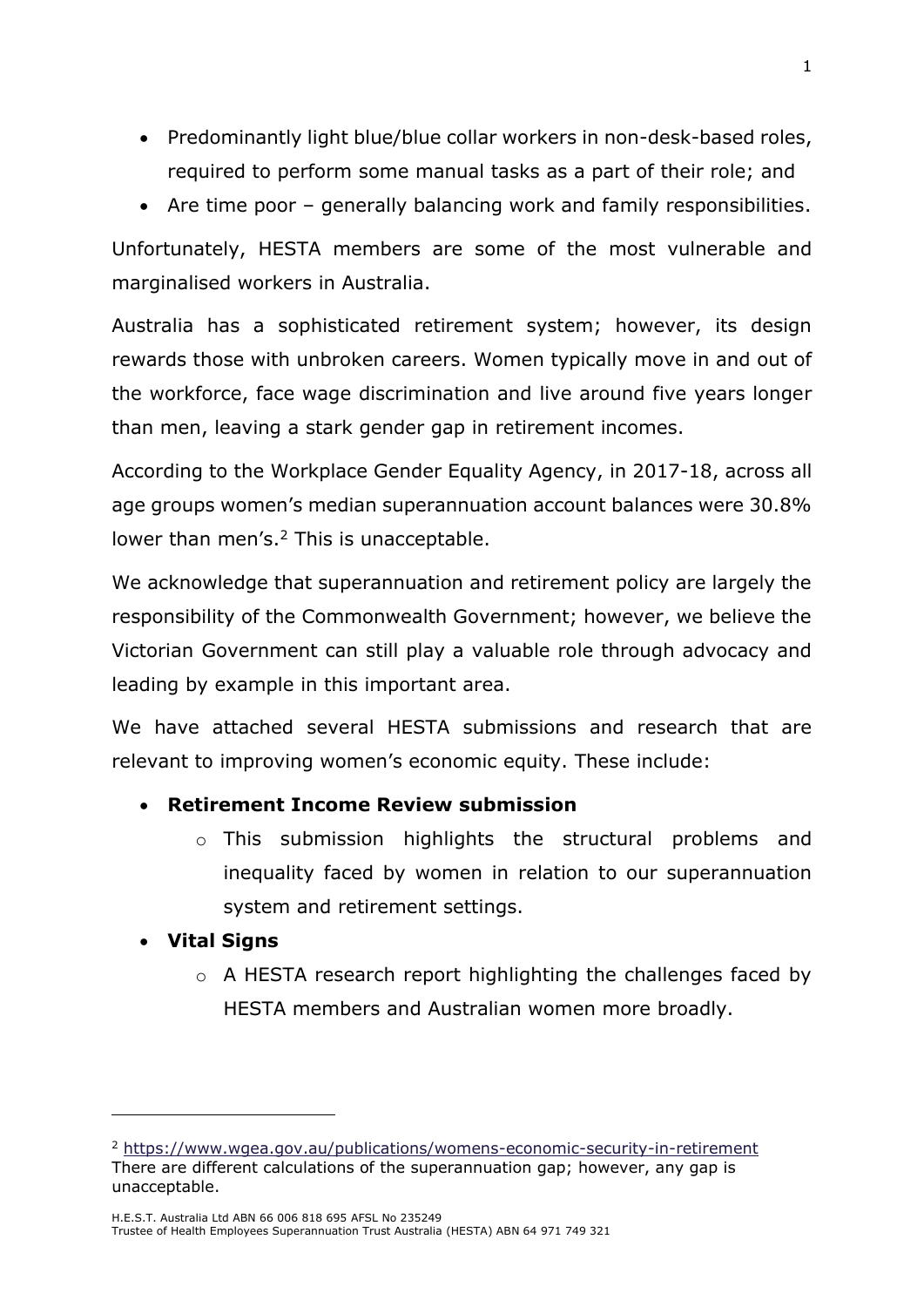- Predominantly light blue/blue collar workers in non-desk-based roles, required to perform some manual tasks as a part of their role; and
- Are time poor – generally balancing work and family responsibilities.

Unfortunately, HESTA members are some of the most vulnerable and marginalised workers in Australia.

Australia has a sophisticated retirement system; however, its design rewards those with unbroken careers. Women typically move in and out of the workforce, face wage discrimination and live around five years longer than men, leaving a stark gender gap in retirement incomes.

According to the Workplace Gender Equality Agency, in 2017-18, across all age groups women's median superannuation account balances were 30.8% lower than men's.[2] This is unacceptable.

We acknowledge that superannuation and retirement policy are largely the responsibility of the Commonwealth Government; however, we believe the Victorian Government can still play a valuable role through advocacy and leading by example in this important area.

We have attached several HESTA submissions and research that are relevant to improving women's economic equity. These include:

- **Retirement Income Review submission**
  - This submission highlights the structural problems and inequality faced by women in relation to our superannuation system and retirement settings.
- **Vital Signs**
  - A HESTA research report highlighting the challenges faced by HESTA members and Australian women more broadly.

---

[2] https://www.wgea.gov.au/publications/womens-economic-security-in-retirement
There are different calculations of the superannuation gap; however, any gap is unacceptable.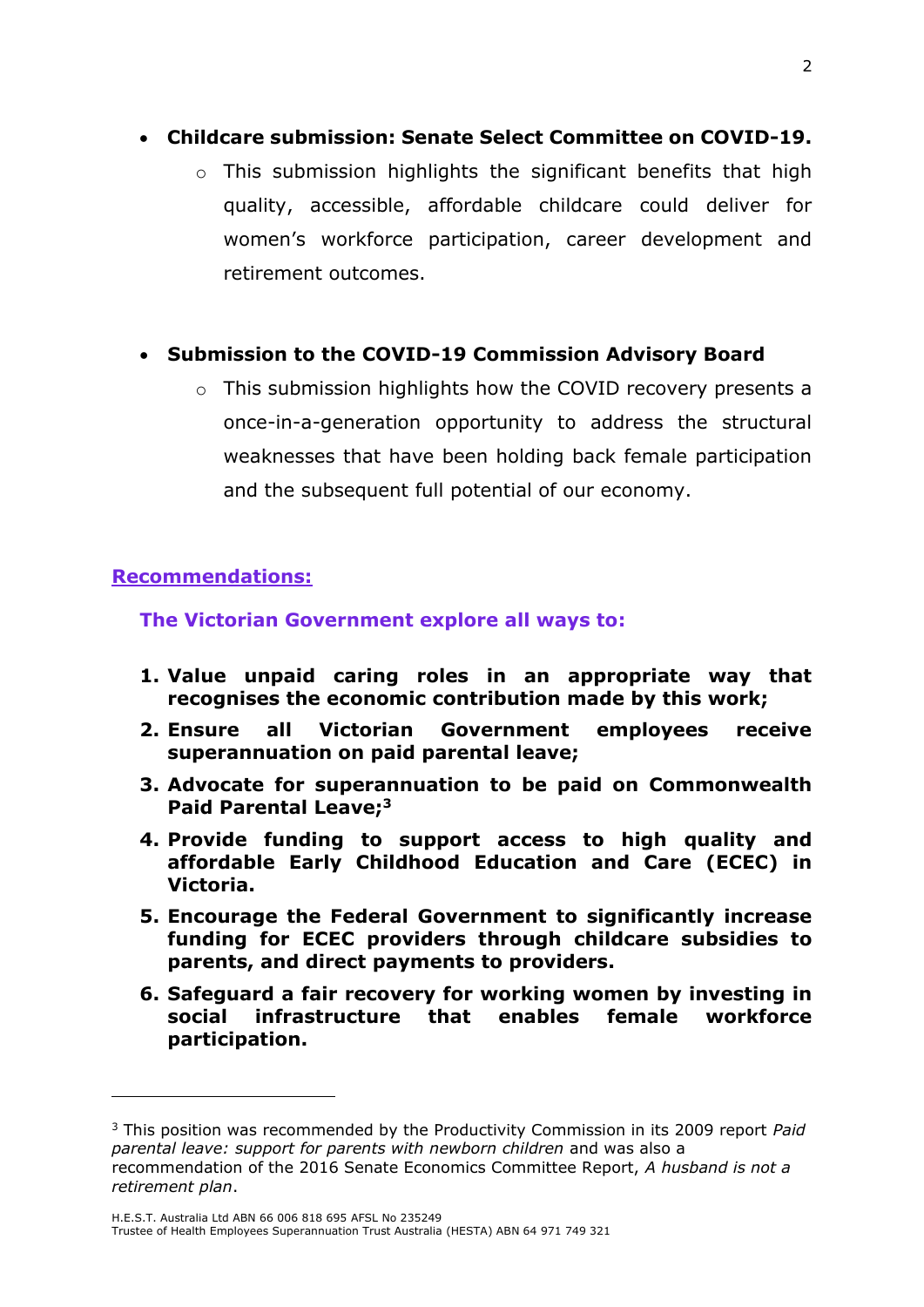- **Childcare submission: Senate Select Committee on COVID-19.**
    - This submission highlights the significant benefits that high quality, accessible, affordable childcare could deliver for women's workforce participation, career development and retirement outcomes.

- **Submission to the COVID-19 Commission Advisory Board**
    - This submission highlights how the COVID recovery presents a once-in-a-generation opportunity to address the structural weaknesses that have been holding back female participation and the subsequent full potential of our economy.

## Recommendations:

### The Victorian Government explore all ways to:

1. **Value unpaid caring roles in an appropriate way that recognises the economic contribution made by this work;**
2. **Ensure all Victorian Government employees receive superannuation on paid parental leave;**
3. **Advocate for superannuation to be paid on Commonwealth Paid Parental Leave;[3]**
4. **Provide funding to support access to high quality and affordable Early Childhood Education and Care (ECEC) in Victoria.**
5. **Encourage the Federal Government to significantly increase funding for ECEC providers through childcare subsidies to parents, and direct payments to providers.**
6. **Safeguard a fair recovery for working women by investing in social infrastructure that enables female workforce participation.**

---

[3] This position was recommended by the Productivity Commission in its 2009 report *Paid parental leave: support for parents with newborn children* and was also a recommendation of the 2016 Senate Economics Committee Report, *A husband is not a retirement plan*.

H.E.S.T. Australia Ltd ABN 66 006 818 695 AFSL No 235249
Trustee of Health Employees Superannuation Trust Australia (HESTA) ABN 64 971 749 321